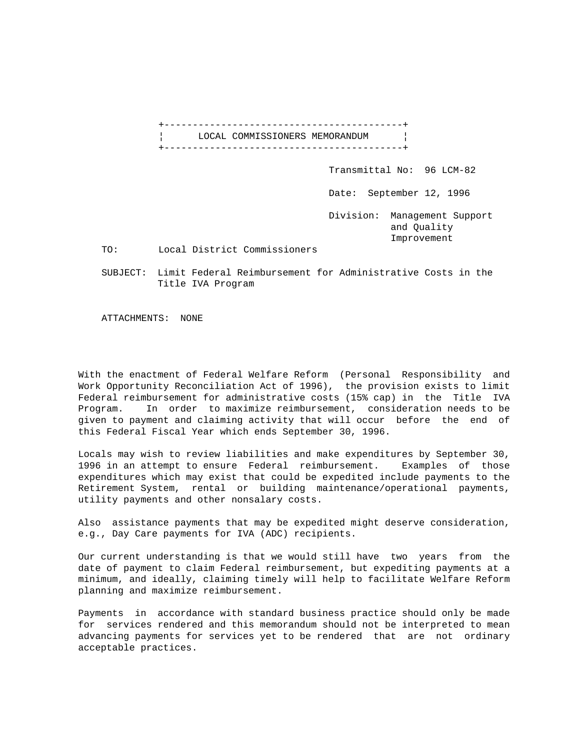# LOCAL COMMISSIONERS MEMORANDUM

Transmittal No: 96 LCM-82

Date: September 12, 1996

Division: Management Support and Quality Improvement

TO: Local District Commissioners

SUBJECT: Limit Federal Reimbursement for Administrative Costs in the Title IVA Program

ATTACHMENTS: NONE

With the enactment of Federal Welfare Reform (Personal Responsibility and Work Opportunity Reconciliation Act of 1996), the provision exists to limit Federal reimbursement for administrative costs (15% cap) in the Title IVA Program. In order to maximize reimbursement, consideration needs to be given to payment and claiming activity that will occur before the end of this Federal Fiscal Year which ends September 30, 1996.

Locals may wish to review liabilities and make expenditures by September 30, 1996 in an attempt to ensure Federal reimbursement. Examples of those expenditures which may exist that could be expedited include payments to the Retirement System, rental or building maintenance/operational payments, utility payments and other nonsalary costs.

Also assistance payments that may be expedited might deserve consideration, e.g., Day Care payments for IVA (ADC) recipients.

Our current understanding is that we would still have two years from the date of payment to claim Federal reimbursement, but expediting payments at a minimum, and ideally, claiming timely will help to facilitate Welfare Reform planning and maximize reimbursement.

Payments in accordance with standard business practice should only be made for services rendered and this memorandum should not be interpreted to mean advancing payments for services yet to be rendered that are not ordinary acceptable practices.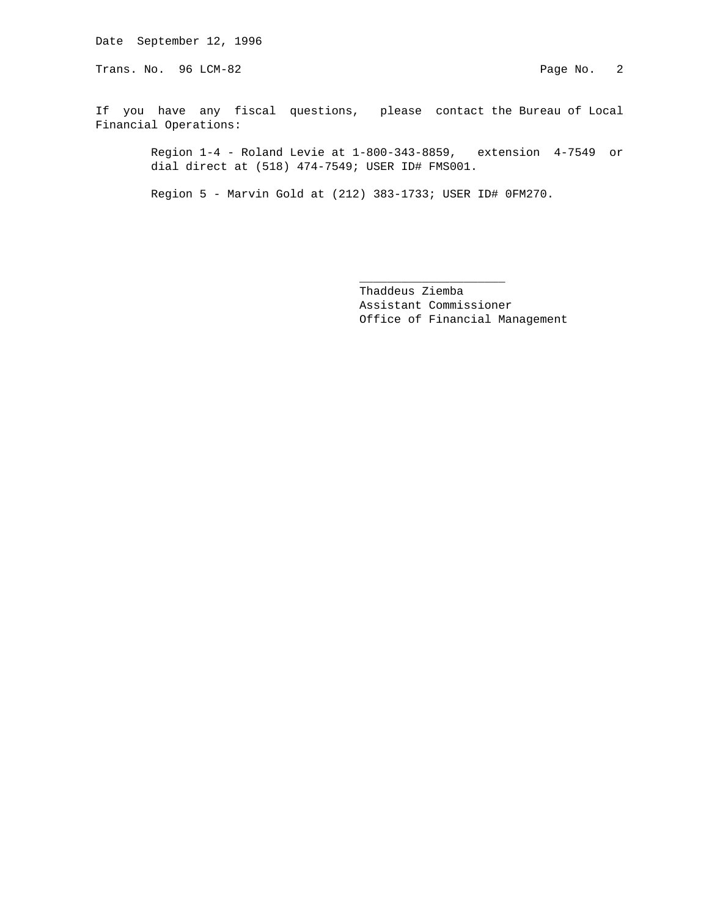If you have any fiscal questions, please contact the Bureau of Local Financial Operations:

Region 1-4 - Roland Levie at 1-800-343-8859, extension 4-7549 or dial direct at (518) 474-7549; USER ID# FMS001.

Region 5 - Marvin Gold at (212) 383-1733; USER ID# 0FM270.

_____________________

Thaddeus Ziemba
Assistant Commissioner
Office of Financial Management